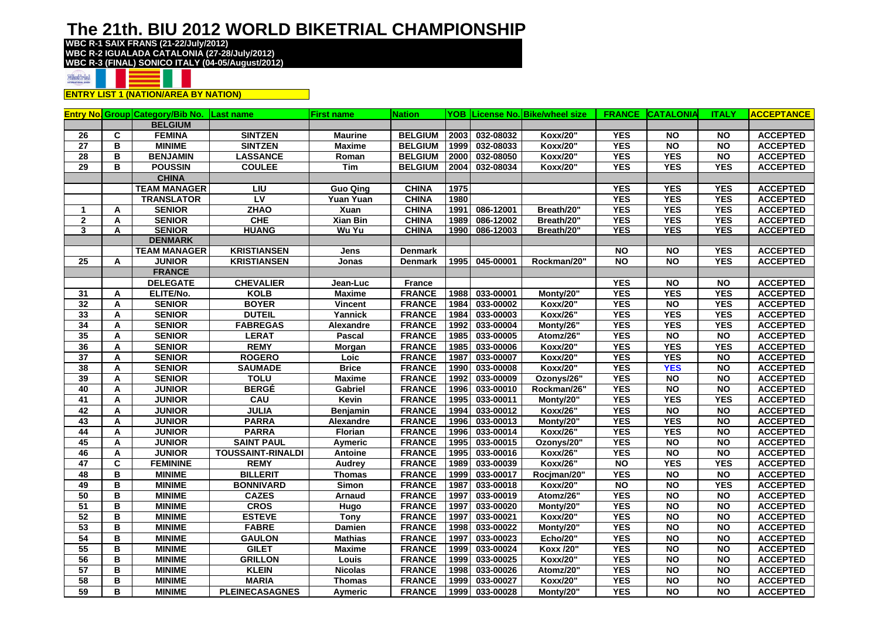# The 21th. BIU 2012 WORLD BIKETRIAL CHAMPIONSHIP

**WBC R-1 SAIX FRANS (21-22/July/2012)**
**WBC R-2 IGUALADA CATALONIA (27-28/July/2012)**
**WBC R-3 (FINAL) SONICO ITALY (04-05/August/2012)**

**ENTRY LIST 1 (NATION/AREA BY NATION)**

| Entry No | Group | Category/Bib No. | Last name | First name | Nation | YOB | License No. | Bike/wheel size | FRANCE | CATALONIA | ITALY | ACCEPTANCE |
|---|---|---|---|---|---|---|---|---|---|---|---|---|
| | | BELGIUM | | | | | | | | | | |
| 26 | C | FEMINA | SINTZEN | Maurine | BELGIUM | 2003 | 032-08032 | Koxx/20" | YES | NO | NO | ACCEPTED |
| 27 | B | MINIME | SINTZEN | Maxime | BELGIUM | 1999 | 032-08033 | Koxx/20" | YES | NO | NO | ACCEPTED |
| 28 | B | BENJAMIN | LASSANCE | Roman | BELGIUM | 2000 | 032-08050 | Koxx/20" | YES | YES | NO | ACCEPTED |
| 29 | B | POUSSIN | COULEE | Tim | BELGIUM | 2004 | 032-08034 | Koxx/20" | YES | YES | YES | ACCEPTED |
| | | CHINA | | | | | | | | | | |
| | | TEAM MANAGER | LIU | Guo Qing | CHINA | 1975 | | | YES | YES | YES | ACCEPTED |
| | | TRANSLATOR | LV | Yuan Yuan | CHINA | 1980 | | | YES | YES | YES | ACCEPTED |
| 1 | A | SENIOR | ZHAO | Xuan | CHINA | 1991 | 086-12001 | Breath/20" | YES | YES | YES | ACCEPTED |
| 2 | A | SENIOR | CHE | Xian Bin | CHINA | 1989 | 086-12002 | Breath/20" | YES | YES | YES | ACCEPTED |
| 3 | A | SENIOR | HUANG | Wu Yu | CHINA | 1990 | 086-12003 | Breath/20" | YES | YES | YES | ACCEPTED |
| | | DENMARK | | | | | | | | | | |
| | | TEAM MANAGER | KRISTIANSEN | Jens | Denmark | | | | NO | NO | YES | ACCEPTED |
| 25 | A | JUNIOR | KRISTIANSEN | Jonas | Denmark | 1995 | 045-00001 | Rockman/20" | NO | NO | YES | ACCEPTED |
| | | FRANCE | | | | | | | | | | |
| | | DELEGATE | CHEVALIER | Jean-Luc | France | | | | YES | NO | NO | ACCEPTED |
| 31 | A | ELITE/No. | KOLB | Maxime | FRANCE | 1988 | 033-00001 | Monty/20" | YES | YES | YES | ACCEPTED |
| 32 | A | SENIOR | BOYER | Vincent | FRANCE | 1984 | 033-00002 | Koxx/20" | YES | NO | YES | ACCEPTED |
| 33 | A | SENIOR | DUTEIL | Yannick | FRANCE | 1984 | 033-00003 | Koxx/26" | YES | YES | YES | ACCEPTED |
| 34 | A | SENIOR | FABREGAS | Alexandre | FRANCE | 1992 | 033-00004 | Monty/26" | YES | YES | YES | ACCEPTED |
| 35 | A | SENIOR | LERAT | Pascal | FRANCE | 1985 | 033-00005 | Atomz/26" | YES | NO | NO | ACCEPTED |
| 36 | A | SENIOR | REMY | Morgan | FRANCE | 1985 | 033-00006 | Koxx/20" | YES | YES | YES | ACCEPTED |
| 37 | A | SENIOR | ROGERO | Loic | FRANCE | 1987 | 033-00007 | Koxx/20" | YES | YES | NO | ACCEPTED |
| 38 | A | SENIOR | SAUMADE | Brice | FRANCE | 1990 | 033-00008 | Koxx/20" | YES | YES | NO | ACCEPTED |
| 39 | A | SENIOR | TOLU | Maxime | FRANCE | 1992 | 033-00009 | Ozonys/26" | YES | NO | NO | ACCEPTED |
| 40 | A | JUNIOR | BERGÉ | Gabriel | FRANCE | 1996 | 033-00010 | Rockman/26" | YES | NO | NO | ACCEPTED |
| 41 | A | JUNIOR | CAU | Kevin | FRANCE | 1995 | 033-00011 | Monty/20" | YES | YES | YES | ACCEPTED |
| 42 | A | JUNIOR | JULIA | Benjamin | FRANCE | 1994 | 033-00012 | Koxx/26" | YES | NO | NO | ACCEPTED |
| 43 | A | JUNIOR | PARRA | Alexandre | FRANCE | 1996 | 033-00013 | Monty/20" | YES | YES | NO | ACCEPTED |
| 44 | A | JUNIOR | PARRA | Florian | FRANCE | 1996 | 033-00014 | Koxx/26" | YES | YES | NO | ACCEPTED |
| 45 | A | JUNIOR | SAINT PAUL | Aymeric | FRANCE | 1995 | 033-00015 | Ozonys/20" | YES | NO | NO | ACCEPTED |
| 46 | A | JUNIOR | TOUSSAINT-RINALDI | Antoine | FRANCE | 1995 | 033-00016 | Koxx/26" | YES | NO | NO | ACCEPTED |
| 47 | C | FEMININE | REMY | Audrey | FRANCE | 1989 | 033-00039 | Koxx/26" | NO | YES | YES | ACCEPTED |
| 48 | B | MINIME | BILLERIT | Thomas | FRANCE | 1999 | 033-00017 | Rocjman/20" | YES | NO | NO | ACCEPTED |
| 49 | B | MINIME | BONNIVARD | Simon | FRANCE | 1987 | 033-00018 | Koxx/20" | NO | NO | YES | ACCEPTED |
| 50 | B | MINIME | CAZES | Arnaud | FRANCE | 1997 | 033-00019 | Atomz/26" | YES | NO | NO | ACCEPTED |
| 51 | B | MINIME | CROS | Hugo | FRANCE | 1997 | 033-00020 | Monty/20" | YES | NO | NO | ACCEPTED |
| 52 | B | MINIME | ESTEVE | Tony | FRANCE | 1997 | 033-00021 | Koxx/20" | YES | NO | NO | ACCEPTED |
| 53 | B | MINIME | FABRE | Damien | FRANCE | 1998 | 033-00022 | Monty/20" | YES | NO | NO | ACCEPTED |
| 54 | B | MINIME | GAULON | Mathias | FRANCE | 1997 | 033-00023 | Echo/20" | YES | NO | NO | ACCEPTED |
| 55 | B | MINIME | GILET | Maxime | FRANCE | 1999 | 033-00024 | Koxx /20" | YES | NO | NO | ACCEPTED |
| 56 | B | MINIME | GRILLON | Louis | FRANCE | 1999 | 033-00025 | Koxx/20" | YES | NO | NO | ACCEPTED |
| 57 | B | MINIME | KLEIN | Nicolas | FRANCE | 1998 | 033-00026 | Atomz/20" | YES | NO | NO | ACCEPTED |
| 58 | B | MINIME | MARIA | Thomas | FRANCE | 1999 | 033-00027 | Koxx/20" | YES | NO | NO | ACCEPTED |
| 59 | B | MINIME | PLEINECASAGNES | Aymeric | FRANCE | 1999 | 033-00028 | Monty/20" | YES | NO | NO | ACCEPTED |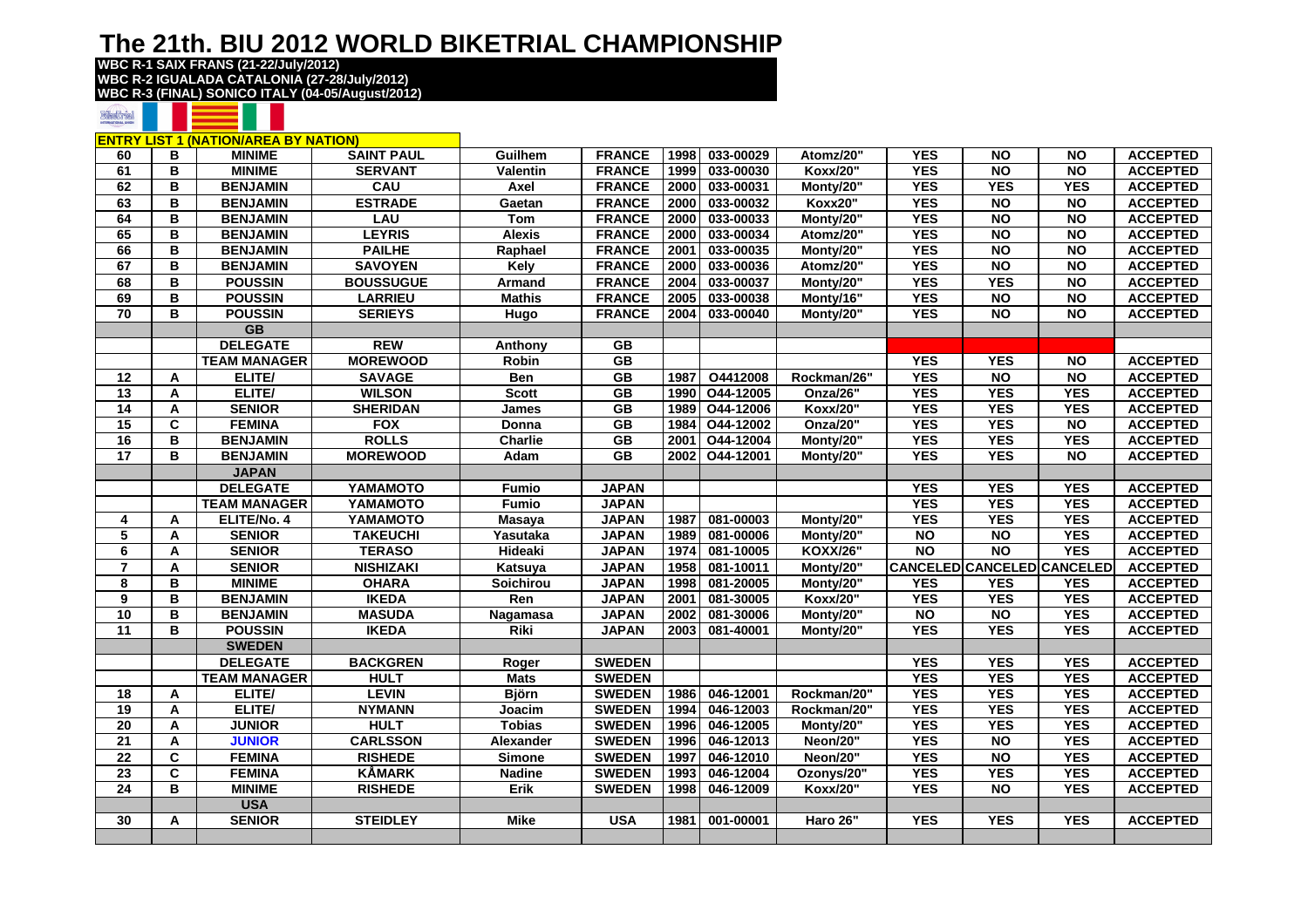# The 21th. BIU 2012 WORLD BIKETRIAL CHAMPIONSHIP

**WBC R-1 SAIX FRANS (21-22/July/2012)**
**WBC R-2 IGUALADA CATALONIA (27-28/July/2012)**
**WBC R-3 (FINAL) SONICO ITALY (04-05/August/2012)**

**ENTRY LIST 1 (NATION/AREA BY NATION)**

| | | | | | | | | | | | | |
|---|---|---|---|---|---|---|---|---|---|---|---|---|
| 60 | B | MINIME | SAINT PAUL | Guilhem | FRANCE | 1998 | 033-00029 | Atomz/20" | YES | NO | NO | ACCEPTED |
| 61 | B | MINIME | SERVANT | Valentin | FRANCE | 1999 | 033-00030 | Koxx/20" | YES | NO | NO | ACCEPTED |
| 62 | B | BENJAMIN | CAU | Axel | FRANCE | 2000 | 033-00031 | Monty/20" | YES | YES | YES | ACCEPTED |
| 63 | B | BENJAMIN | ESTRADE | Gaetan | FRANCE | 2000 | 033-00032 | Koxx20" | YES | NO | NO | ACCEPTED |
| 64 | B | BENJAMIN | LAU | Tom | FRANCE | 2000 | 033-00033 | Monty/20" | YES | NO | NO | ACCEPTED |
| 65 | B | BENJAMIN | LEYRIS | Alexis | FRANCE | 2000 | 033-00034 | Atomz/20" | YES | NO | NO | ACCEPTED |
| 66 | B | BENJAMIN | PAILHE | Raphael | FRANCE | 2001 | 033-00035 | Monty/20" | YES | NO | NO | ACCEPTED |
| 67 | B | BENJAMIN | SAVOYEN | Kely | FRANCE | 2000 | 033-00036 | Atomz/20" | YES | NO | NO | ACCEPTED |
| 68 | B | POUSSIN | BOUSSUGUE | Armand | FRANCE | 2004 | 033-00037 | Monty/20" | YES | YES | NO | ACCEPTED |
| 69 | B | POUSSIN | LARRIEU | Mathis | FRANCE | 2005 | 033-00038 | Monty/16" | YES | NO | NO | ACCEPTED |
| 70 | B | POUSSIN | SERIEYS | Hugo | FRANCE | 2004 | 033-00040 | Monty/20" | YES | NO | NO | ACCEPTED |
| | | GB | | | | | | | | | | |
| | | DELEGATE | REW | Anthony | GB | | | | | | | |
| | | TEAM MANAGER | MOREWOOD | Robin | GB | | | | YES | YES | NO | ACCEPTED |
| 12 | A | ELITE/ | SAVAGE | Ben | GB | 1987 | O4412008 | Rockman/26" | YES | NO | NO | ACCEPTED |
| 13 | A | ELITE/ | WILSON | Scott | GB | 1990 | O44-12005 | Onza/26" | YES | YES | YES | ACCEPTED |
| 14 | A | SENIOR | SHERIDAN | James | GB | 1989 | O44-12006 | Koxx/20" | YES | YES | YES | ACCEPTED |
| 15 | C | FEMINA | FOX | Donna | GB | 1984 | O44-12002 | Onza/20" | YES | YES | NO | ACCEPTED |
| 16 | B | BENJAMIN | ROLLS | Charlie | GB | 2001 | O44-12004 | Monty/20" | YES | YES | YES | ACCEPTED |
| 17 | B | BENJAMIN | MOREWOOD | Adam | GB | 2002 | O44-12001 | Monty/20" | YES | YES | NO | ACCEPTED |
| | | JAPAN | | | | | | | | | | |
| | | DELEGATE | YAMAMOTO | Fumio | JAPAN | | | | YES | YES | YES | ACCEPTED |
| | | TEAM MANAGER | YAMAMOTO | Fumio | JAPAN | | | | YES | YES | YES | ACCEPTED |
| 4 | A | ELITE/No. 4 | YAMAMOTO | Masaya | JAPAN | 1987 | 081-00003 | Monty/20" | YES | YES | YES | ACCEPTED |
| 5 | A | SENIOR | TAKEUCHI | Yasutaka | JAPAN | 1989 | 081-00006 | Monty/20" | NO | NO | YES | ACCEPTED |
| 6 | A | SENIOR | TERASO | Hideaki | JAPAN | 1974 | 081-10005 | KOXX/26" | NO | NO | YES | ACCEPTED |
| 7 | A | SENIOR | NISHIZAKI | Katsuya | JAPAN | 1958 | 081-10011 | Monty/20" | CANCELED | CANCELED | CANCELED | ACCEPTED |
| 8 | B | MINIME | OHARA | Soichirou | JAPAN | 1998 | 081-20005 | Monty/20" | YES | YES | YES | ACCEPTED |
| 9 | B | BENJAMIN | IKEDA | Ren | JAPAN | 2001 | 081-30005 | Koxx/20" | YES | YES | YES | ACCEPTED |
| 10 | B | BENJAMIN | MASUDA | Nagamasa | JAPAN | 2002 | 081-30006 | Monty/20" | NO | NO | YES | ACCEPTED |
| 11 | B | POUSSIN | IKEDA | Riki | JAPAN | 2003 | 081-40001 | Monty/20" | YES | YES | YES | ACCEPTED |
| | | SWEDEN | | | | | | | | | | |
| | | DELEGATE | BACKGREN | Roger | SWEDEN | | | | YES | YES | YES | ACCEPTED |
| | | TEAM MANAGER | HULT | Mats | SWEDEN | | | | YES | YES | YES | ACCEPTED |
| 18 | A | ELITE/ | LEVIN | Björn | SWEDEN | 1986 | 046-12001 | Rockman/20" | YES | YES | YES | ACCEPTED |
| 19 | A | ELITE/ | NYMANN | Joacim | SWEDEN | 1994 | 046-12003 | Rockman/20" | YES | YES | YES | ACCEPTED |
| 20 | A | JUNIOR | HULT | Tobias | SWEDEN | 1996 | 046-12005 | Monty/20" | YES | YES | YES | ACCEPTED |
| 21 | A | JUNIOR | CARLSSON | Alexander | SWEDEN | 1996 | 046-12013 | Neon/20" | YES | NO | YES | ACCEPTED |
| 22 | C | FEMINA | RISHEDE | Simone | SWEDEN | 1997 | 046-12010 | Neon/20" | YES | NO | YES | ACCEPTED |
| 23 | C | FEMINA | KÅMARK | Nadine | SWEDEN | 1993 | 046-12004 | Ozonys/20" | YES | YES | YES | ACCEPTED |
| 24 | B | MINIME | RISHEDE | Erik | SWEDEN | 1998 | 046-12009 | Koxx/20" | YES | NO | YES | ACCEPTED |
| | | USA | | | | | | | | | | |
| 30 | A | SENIOR | STEIDLEY | Mike | USA | 1981 | 001-00001 | Haro 26" | YES | YES | YES | ACCEPTED |